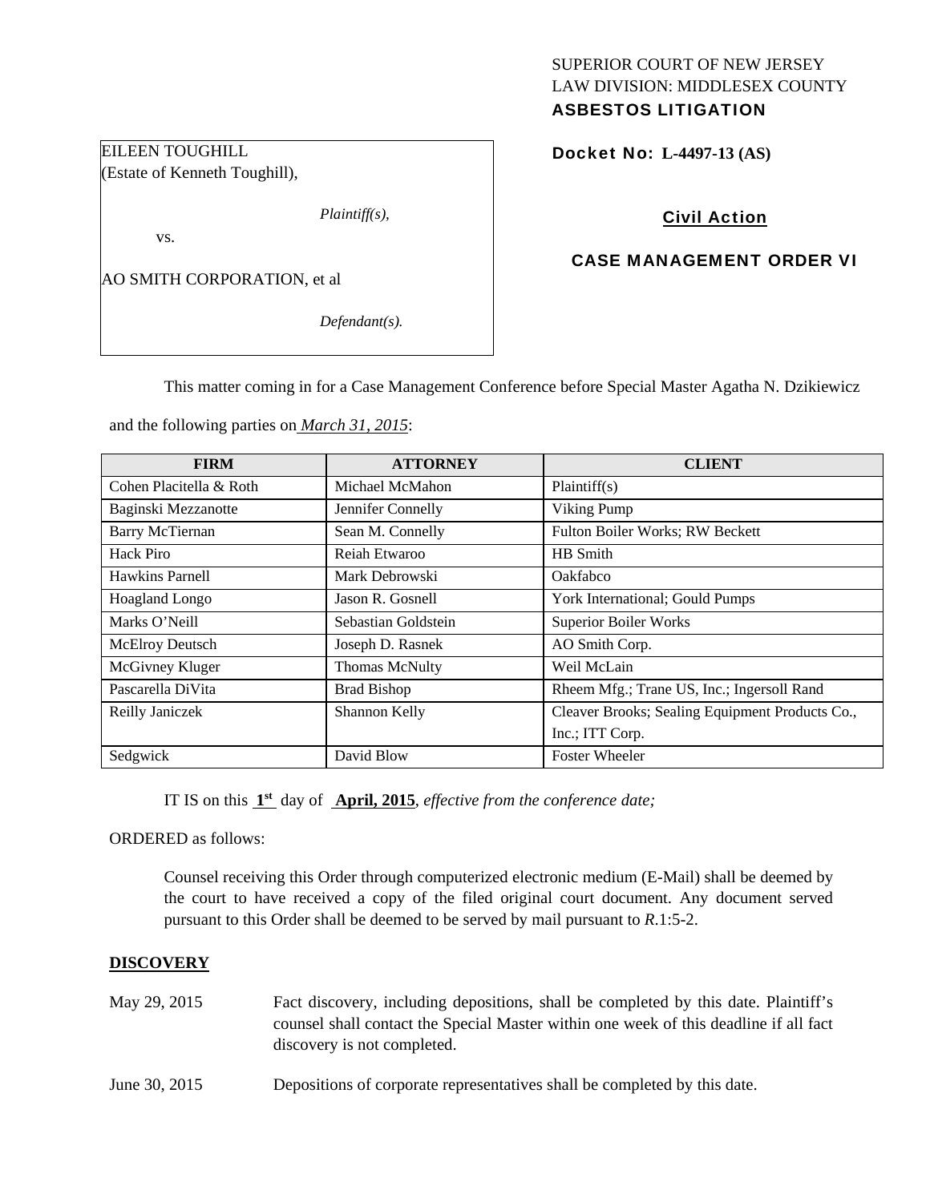SUPERIOR COURT OF NEW JERSEY
LAW DIVISION: MIDDLESEX COUNTY
**ASBESTOS LITIGATION**

EILEEN TOUGHILL
(Estate of Kenneth Toughill),

*Plaintiff(s),*

vs.

AO SMITH CORPORATION, et al

*Defendant(s).*

**Docket No: L-4497-13 (AS)**

**Civil Action**

**CASE MANAGEMENT ORDER VI**

This matter coming in for a Case Management Conference before Special Master Agatha N. Dzikiewicz and the following parties on *March 31, 2015*:

| FIRM | ATTORNEY | CLIENT |
|---|---|---|
| Cohen Placitella & Roth | Michael McMahon | Plaintiff(s) |
| Baginski Mezzanotte | Jennifer Connelly | Viking Pump |
| Barry McTiernan | Sean M. Connelly | Fulton Boiler Works; RW Beckett |
| Hack Piro | Reiah Etwaroo | HB Smith |
| Hawkins Parnell | Mark Debrowski | Oakfabco |
| Hoagland Longo | Jason R. Gosnell | York International; Gould Pumps |
| Marks O'Neill | Sebastian Goldstein | Superior Boiler Works |
| McElroy Deutsch | Joseph D. Rasnek | AO Smith Corp. |
| McGivney Kluger | Thomas McNulty | Weil McLain |
| Pascarella DiVita | Brad Bishop | Rheem Mfg.; Trane US, Inc.; Ingersoll Rand |
| Reilly Janiczek | Shannon Kelly | Cleaver Brooks; Sealing Equipment Products Co., Inc.; ITT Corp. |
| Sedgwick | David Blow | Foster Wheeler |

IT IS on this **1st** day of **April, 2015**, *effective from the conference date;*

ORDERED as follows:

Counsel receiving this Order through computerized electronic medium (E-Mail) shall be deemed by the court to have received a copy of the filed original court document. Any document served pursuant to this Order shall be deemed to be served by mail pursuant to *R*.1:5-2.

**DISCOVERY**

May 29, 2015 — Fact discovery, including depositions, shall be completed by this date. Plaintiff's counsel shall contact the Special Master within one week of this deadline if all fact discovery is not completed.

June 30, 2015 — Depositions of corporate representatives shall be completed by this date.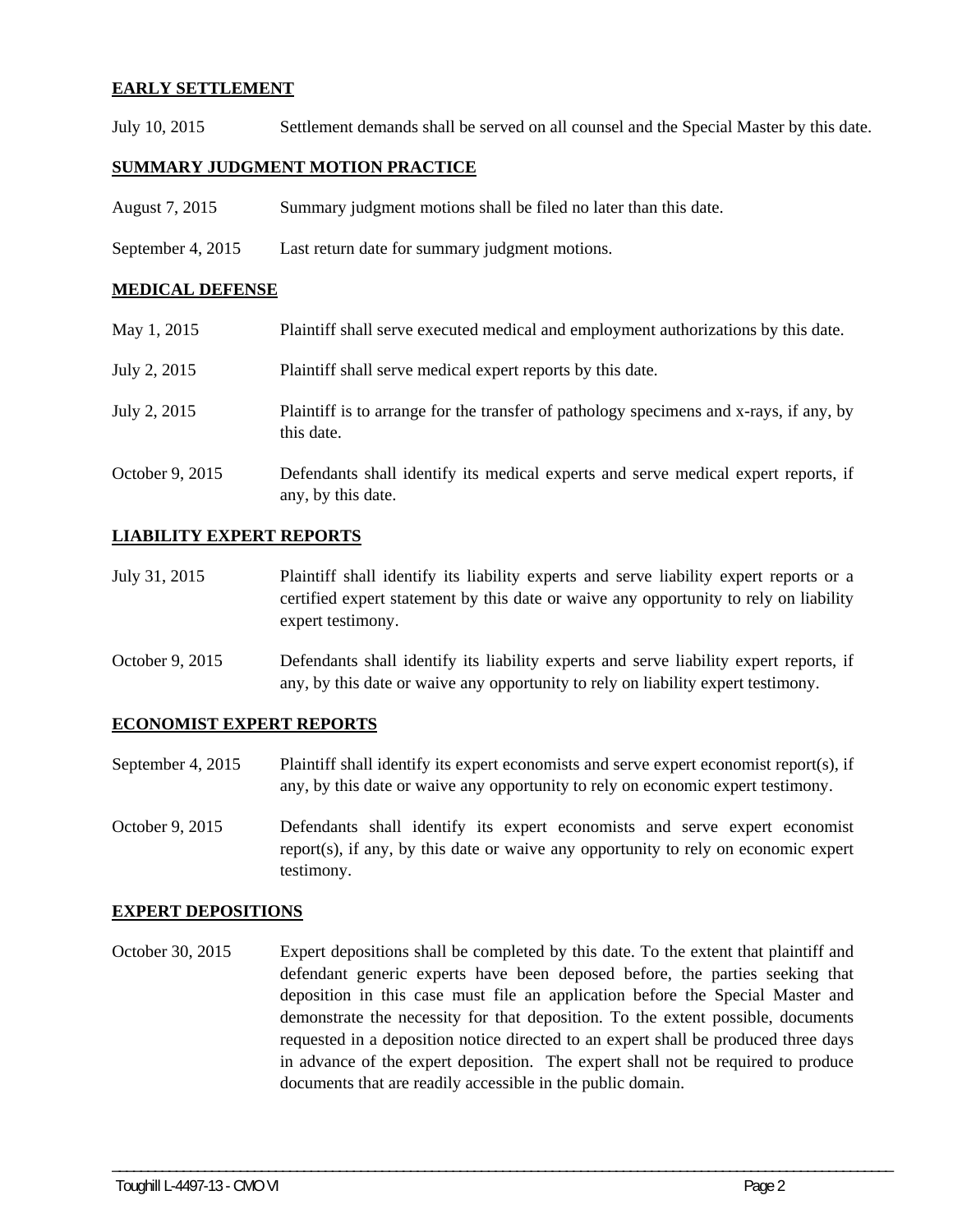**EARLY SETTLEMENT**

July 10, 2015 — Settlement demands shall be served on all counsel and the Special Master by this date.

**SUMMARY JUDGMENT MOTION PRACTICE**

August 7, 2015 — Summary judgment motions shall be filed no later than this date.

September 4, 2015 — Last return date for summary judgment motions.

**MEDICAL DEFENSE**

May 1, 2015 — Plaintiff shall serve executed medical and employment authorizations by this date.

July 2, 2015 — Plaintiff shall serve medical expert reports by this date.

July 2, 2015 — Plaintiff is to arrange for the transfer of pathology specimens and x-rays, if any, by this date.

October 9, 2015 — Defendants shall identify its medical experts and serve medical expert reports, if any, by this date.

**LIABILITY EXPERT REPORTS**

July 31, 2015 — Plaintiff shall identify its liability experts and serve liability expert reports or a certified expert statement by this date or waive any opportunity to rely on liability expert testimony.

October 9, 2015 — Defendants shall identify its liability experts and serve liability expert reports, if any, by this date or waive any opportunity to rely on liability expert testimony.

**ECONOMIST EXPERT REPORTS**

September 4, 2015 — Plaintiff shall identify its expert economists and serve expert economist report(s), if any, by this date or waive any opportunity to rely on economic expert testimony.

October 9, 2015 — Defendants shall identify its expert economists and serve expert economist report(s), if any, by this date or waive any opportunity to rely on economic expert testimony.

**EXPERT DEPOSITIONS**

October 30, 2015 — Expert depositions shall be completed by this date. To the extent that plaintiff and defendant generic experts have been deposed before, the parties seeking that deposition in this case must file an application before the Special Master and demonstrate the necessity for that deposition. To the extent possible, documents requested in a deposition notice directed to an expert shall be produced three days in advance of the expert deposition. The expert shall not be required to produce documents that are readily accessible in the public domain.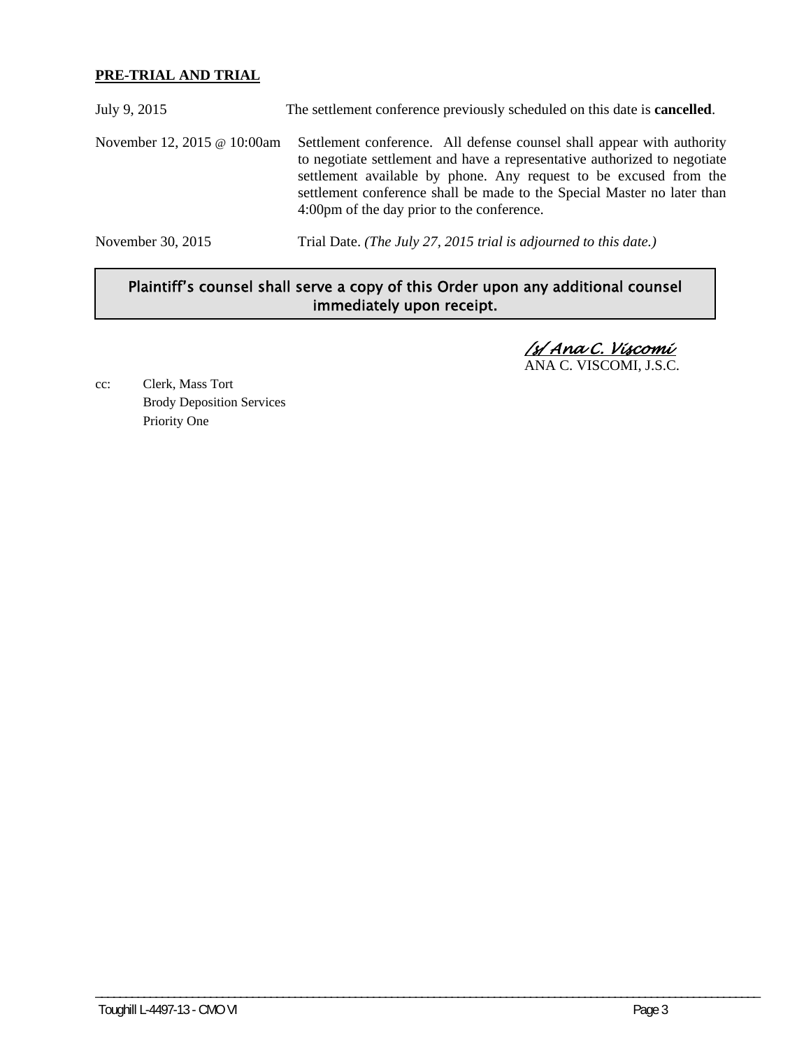**PRE-TRIAL AND TRIAL**

| | |
|---|---|
| July 9, 2015 | The settlement conference previously scheduled on this date is **cancelled**. |
| November 12, 2015 @ 10:00am | Settlement conference. All defense counsel shall appear with authority to negotiate settlement and have a representative authorized to negotiate settlement available by phone. Any request to be excused from the settlement conference shall be made to the Special Master no later than 4:00pm of the day prior to the conference. |
| November 30, 2015 | Trial Date. *(The July 27, 2015 trial is adjourned to this date.)* |

**Plaintiff's counsel shall serve a copy of this Order upon any additional counsel immediately upon receipt.**

*/s/ Ana C. Viscomi*
ANA C. VISCOMI, J.S.C.

cc: Clerk, Mass Tort
Brody Deposition Services
Priority One